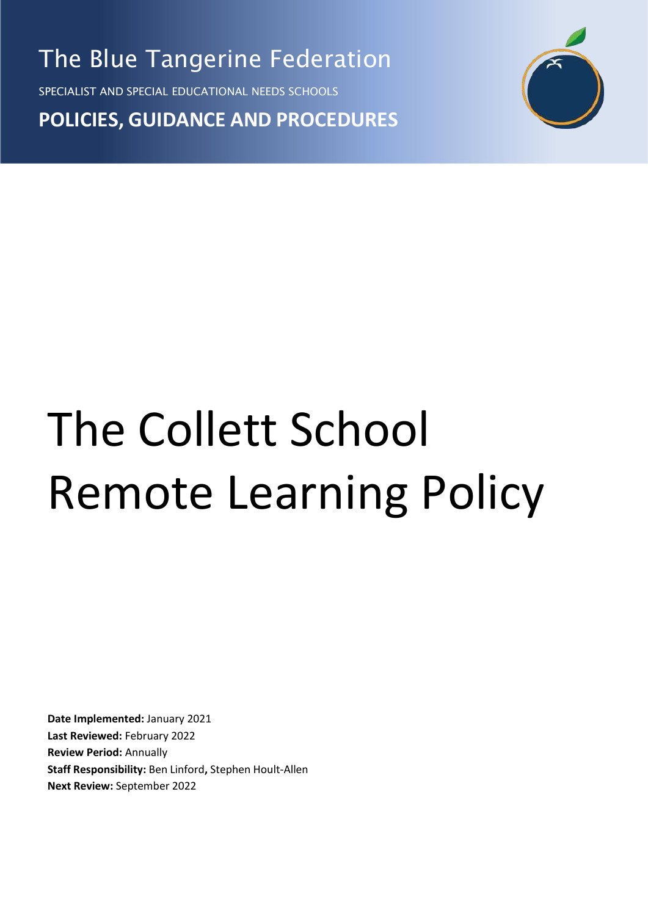The Blue Tangerine Federation

SPECIALIST AND SPECIAL EDUCATIONAL NEEDS SCHOOLS

**POLICIES, GUIDANCE AND PROCEDURES**

# The Collett School Remote Learning Policy

**Date Implemented:** January 2021
**Last Reviewed:** February 2022
**Review Period:** Annually
**Staff Responsibility:** Ben Linford**,** Stephen Hoult-Allen
**Next Review:** September 2022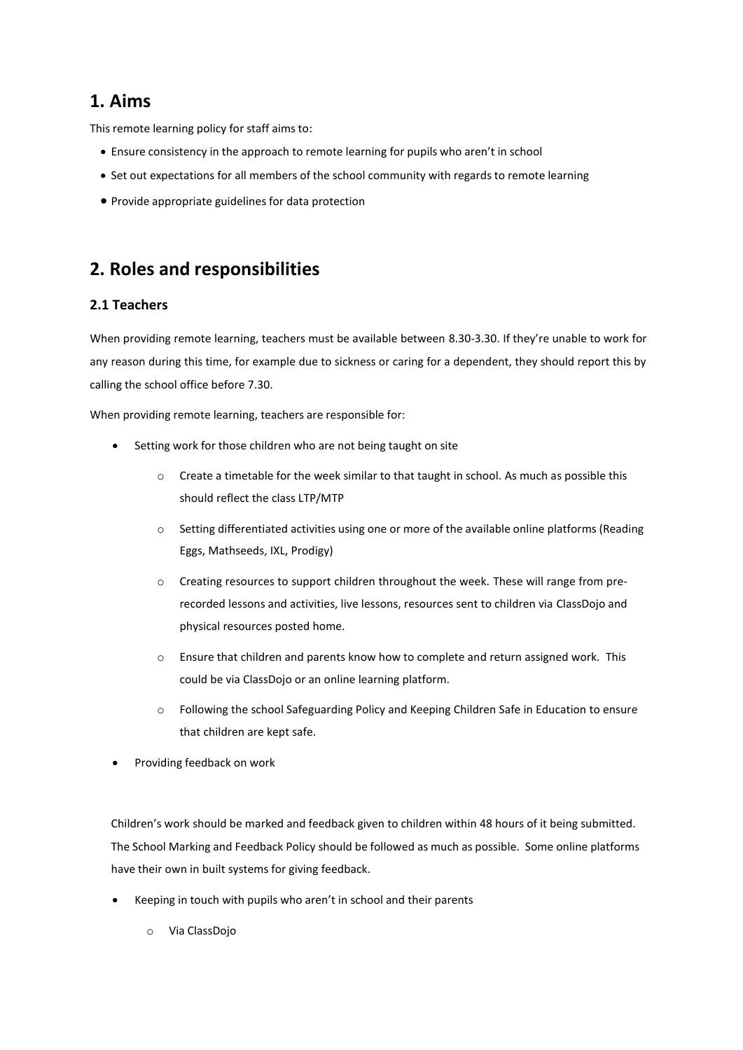# 1. Aims

This remote learning policy for staff aims to:

- Ensure consistency in the approach to remote learning for pupils who aren't in school
- Set out expectations for all members of the school community with regards to remote learning
- Provide appropriate guidelines for data protection

# 2. Roles and responsibilities

## 2.1 Teachers

When providing remote learning, teachers must be available between 8.30-3.30. If they're unable to work for any reason during this time, for example due to sickness or caring for a dependent, they should report this by calling the school office before 7.30.

When providing remote learning, teachers are responsible for:

- Setting work for those children who are not being taught on site
    - Create a timetable for the week similar to that taught in school. As much as possible this should reflect the class LTP/MTP
    - Setting differentiated activities using one or more of the available online platforms (Reading Eggs, Mathseeds, IXL, Prodigy)
    - Creating resources to support children throughout the week. These will range from pre-recorded lessons and activities, live lessons, resources sent to children via ClassDojo and physical resources posted home.
    - Ensure that children and parents know how to complete and return assigned work. This could be via ClassDojo or an online learning platform.
    - Following the school Safeguarding Policy and Keeping Children Safe in Education to ensure that children are kept safe.
- Providing feedback on work

Children's work should be marked and feedback given to children within 48 hours of it being submitted. The School Marking and Feedback Policy should be followed as much as possible. Some online platforms have their own in built systems for giving feedback.

- Keeping in touch with pupils who aren't in school and their parents
    - Via ClassDojo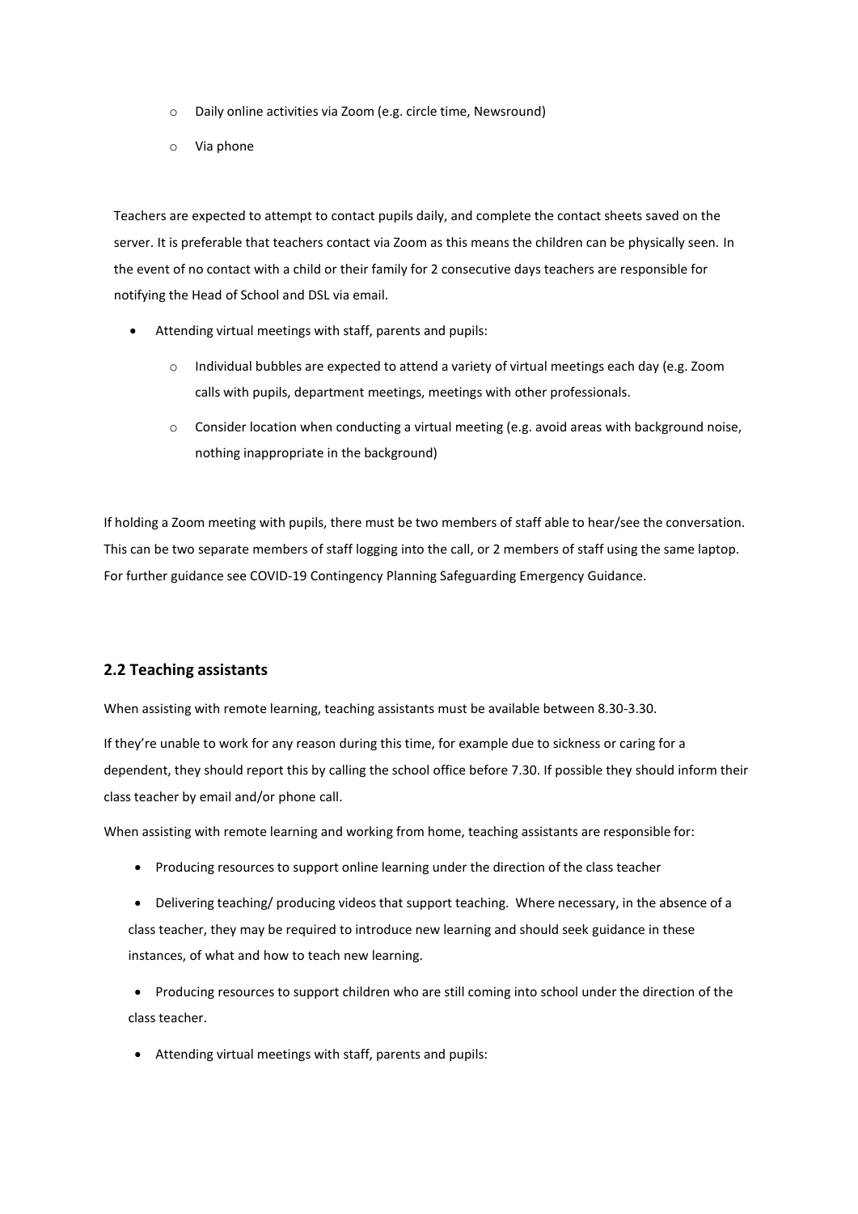- Daily online activities via Zoom (e.g. circle time, Newsround)
  - Via phone

Teachers are expected to attempt to contact pupils daily, and complete the contact sheets saved on the server. It is preferable that teachers contact via Zoom as this means the children can be physically seen. In the event of no contact with a child or their family for 2 consecutive days teachers are responsible for notifying the Head of School and DSL via email.

- Attending virtual meetings with staff, parents and pupils:
  - Individual bubbles are expected to attend a variety of virtual meetings each day (e.g. Zoom calls with pupils, department meetings, meetings with other professionals.
  - Consider location when conducting a virtual meeting (e.g. avoid areas with background noise, nothing inappropriate in the background)

If holding a Zoom meeting with pupils, there must be two members of staff able to hear/see the conversation. This can be two separate members of staff logging into the call, or 2 members of staff using the same laptop. For further guidance see COVID-19 Contingency Planning Safeguarding Emergency Guidance.

## 2.2 Teaching assistants

When assisting with remote learning, teaching assistants must be available between 8.30-3.30.

If they're unable to work for any reason during this time, for example due to sickness or caring for a dependent, they should report this by calling the school office before 7.30. If possible they should inform their class teacher by email and/or phone call.

When assisting with remote learning and working from home, teaching assistants are responsible for:

- Producing resources to support online learning under the direction of the class teacher
- Delivering teaching/ producing videos that support teaching. Where necessary, in the absence of a class teacher, they may be required to introduce new learning and should seek guidance in these instances, of what and how to teach new learning.
- Producing resources to support children who are still coming into school under the direction of the class teacher.
- Attending virtual meetings with staff, parents and pupils: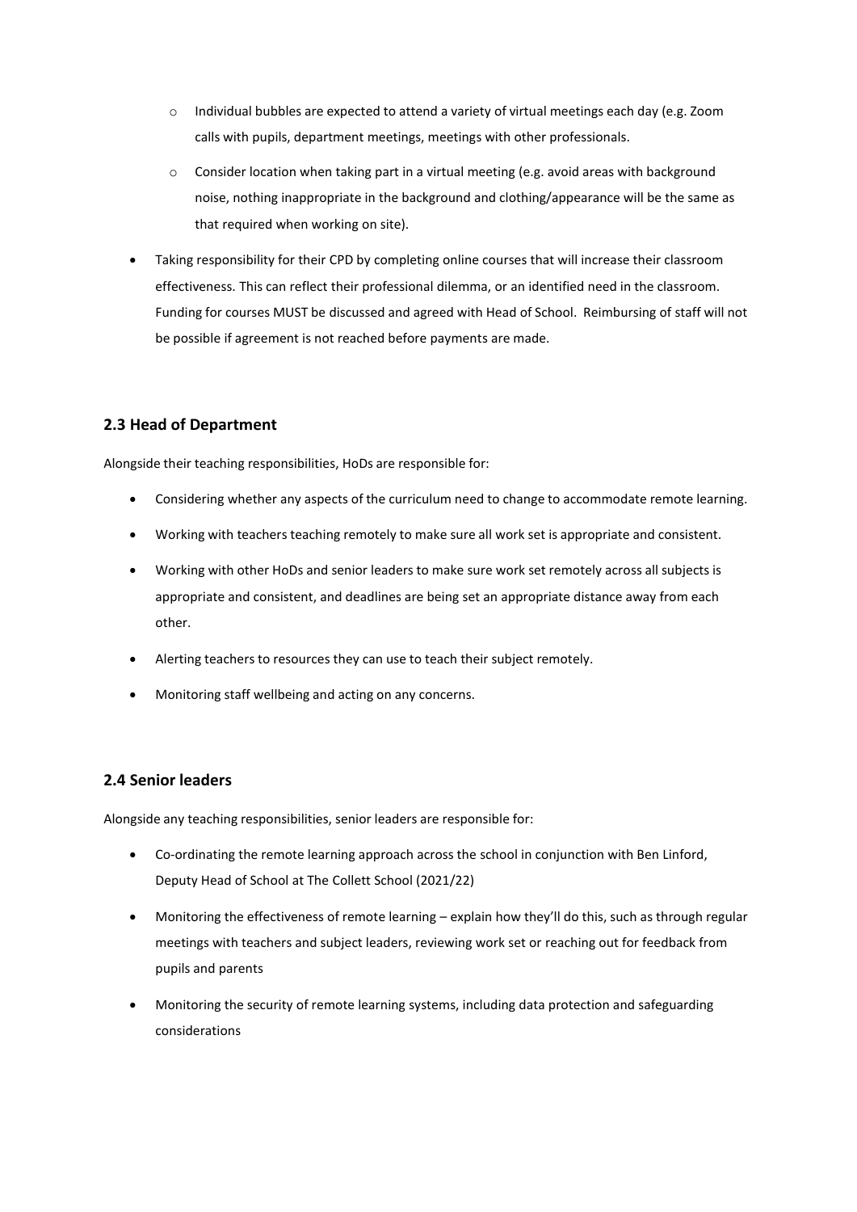- Individual bubbles are expected to attend a variety of virtual meetings each day (e.g. Zoom calls with pupils, department meetings, meetings with other professionals.
  - Consider location when taking part in a virtual meeting (e.g. avoid areas with background noise, nothing inappropriate in the background and clothing/appearance will be the same as that required when working on site).
- Taking responsibility for their CPD by completing online courses that will increase their classroom effectiveness. This can reflect their professional dilemma, or an identified need in the classroom. Funding for courses MUST be discussed and agreed with Head of School. Reimbursing of staff will not be possible if agreement is not reached before payments are made.

### 2.3 Head of Department

Alongside their teaching responsibilities, HoDs are responsible for:

- Considering whether any aspects of the curriculum need to change to accommodate remote learning.
- Working with teachers teaching remotely to make sure all work set is appropriate and consistent.
- Working with other HoDs and senior leaders to make sure work set remotely across all subjects is appropriate and consistent, and deadlines are being set an appropriate distance away from each other.
- Alerting teachers to resources they can use to teach their subject remotely.
- Monitoring staff wellbeing and acting on any concerns.

### 2.4 Senior leaders

Alongside any teaching responsibilities, senior leaders are responsible for:

- Co-ordinating the remote learning approach across the school in conjunction with Ben Linford, Deputy Head of School at The Collett School (2021/22)
- Monitoring the effectiveness of remote learning – explain how they'll do this, such as through regular meetings with teachers and subject leaders, reviewing work set or reaching out for feedback from pupils and parents
- Monitoring the security of remote learning systems, including data protection and safeguarding considerations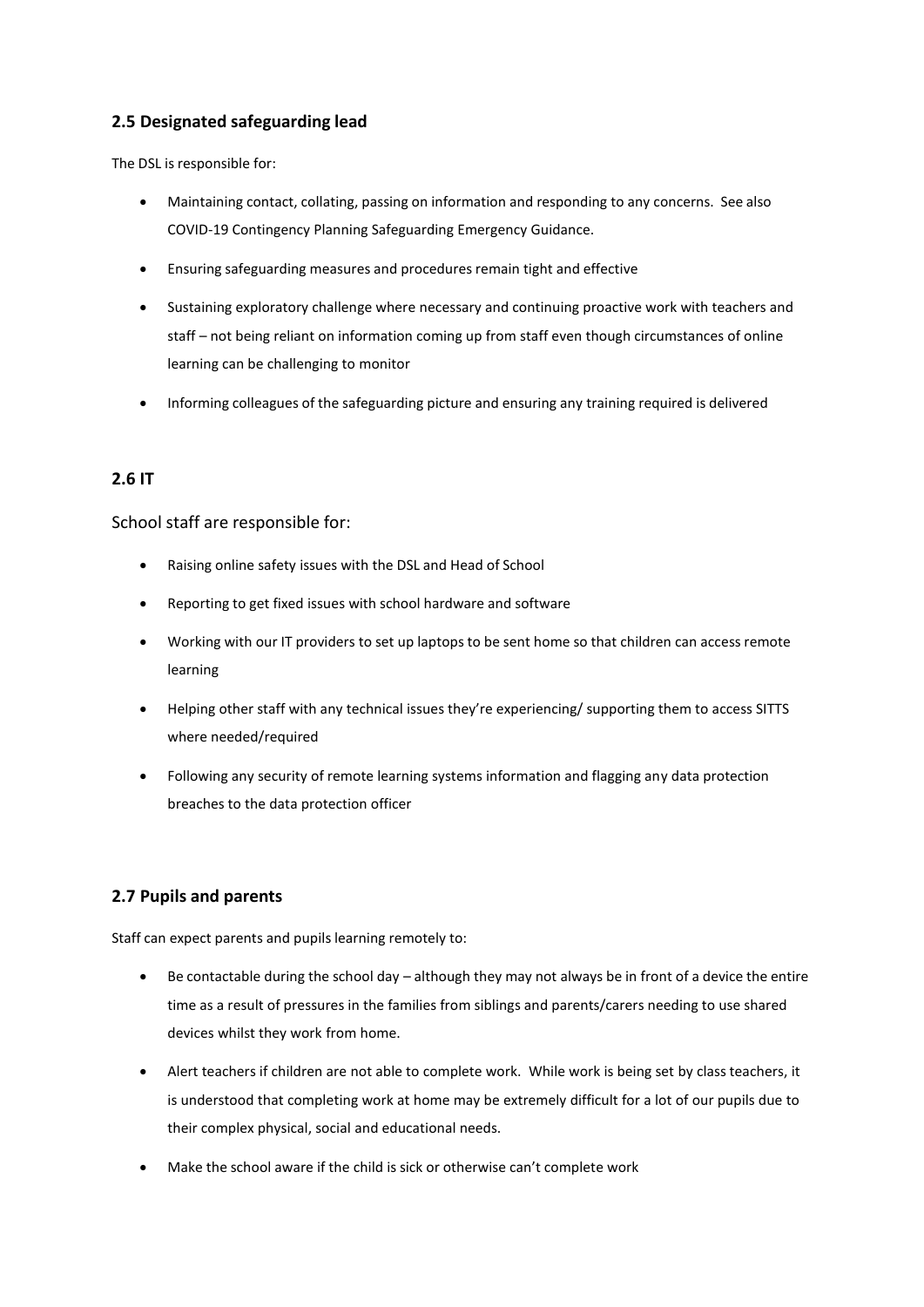## 2.5 Designated safeguarding lead

The DSL is responsible for:

- Maintaining contact, collating, passing on information and responding to any concerns. See also COVID-19 Contingency Planning Safeguarding Emergency Guidance.
- Ensuring safeguarding measures and procedures remain tight and effective
- Sustaining exploratory challenge where necessary and continuing proactive work with teachers and staff – not being reliant on information coming up from staff even though circumstances of online learning can be challenging to monitor
- Informing colleagues of the safeguarding picture and ensuring any training required is delivered

## 2.6 IT

School staff are responsible for:

- Raising online safety issues with the DSL and Head of School
- Reporting to get fixed issues with school hardware and software
- Working with our IT providers to set up laptops to be sent home so that children can access remote learning
- Helping other staff with any technical issues they're experiencing/ supporting them to access SITTS where needed/required
- Following any security of remote learning systems information and flagging any data protection breaches to the data protection officer

## 2.7 Pupils and parents

Staff can expect parents and pupils learning remotely to:

- Be contactable during the school day – although they may not always be in front of a device the entire time as a result of pressures in the families from siblings and parents/carers needing to use shared devices whilst they work from home.
- Alert teachers if children are not able to complete work. While work is being set by class teachers, it is understood that completing work at home may be extremely difficult for a lot of our pupils due to their complex physical, social and educational needs.
- Make the school aware if the child is sick or otherwise can't complete work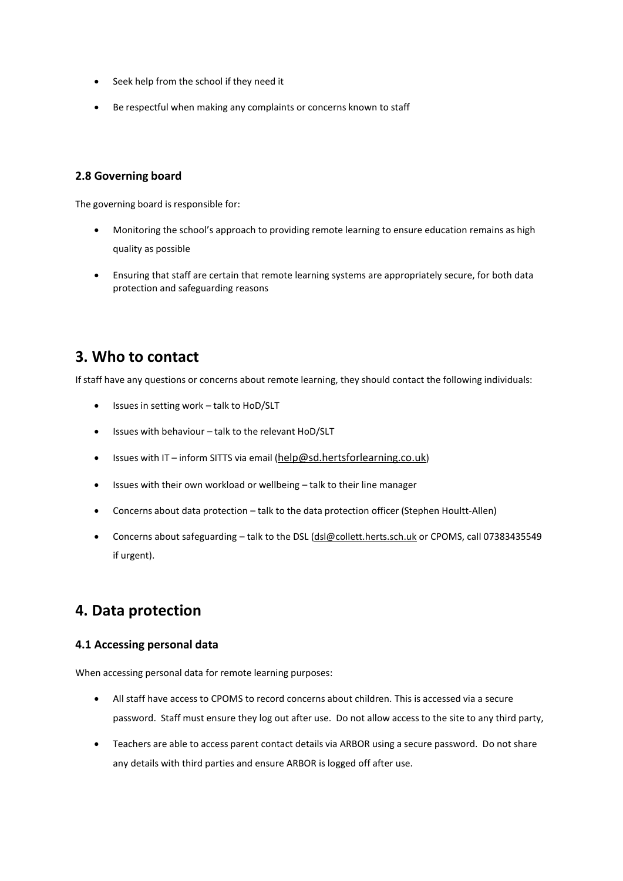- Seek help from the school if they need it
- Be respectful when making any complaints or concerns known to staff

### 2.8 Governing board

The governing board is responsible for:

- Monitoring the school's approach to providing remote learning to ensure education remains as high quality as possible
- Ensuring that staff are certain that remote learning systems are appropriately secure, for both data protection and safeguarding reasons

## 3. Who to contact

If staff have any questions or concerns about remote learning, they should contact the following individuals:

- Issues in setting work – talk to HoD/SLT
- Issues with behaviour – talk to the relevant HoD/SLT
- Issues with IT – inform SITTS via email (help@sd.hertsforlearning.co.uk)
- Issues with their own workload or wellbeing – talk to their line manager
- Concerns about data protection – talk to the data protection officer (Stephen Houltt-Allen)
- Concerns about safeguarding – talk to the DSL (dsl@collett.herts.sch.uk or CPOMS, call 07383435549 if urgent).

## 4. Data protection

### 4.1 Accessing personal data

When accessing personal data for remote learning purposes:

- All staff have access to CPOMS to record concerns about children. This is accessed via a secure password. Staff must ensure they log out after use. Do not allow access to the site to any third party,
- Teachers are able to access parent contact details via ARBOR using a secure password. Do not share any details with third parties and ensure ARBOR is logged off after use.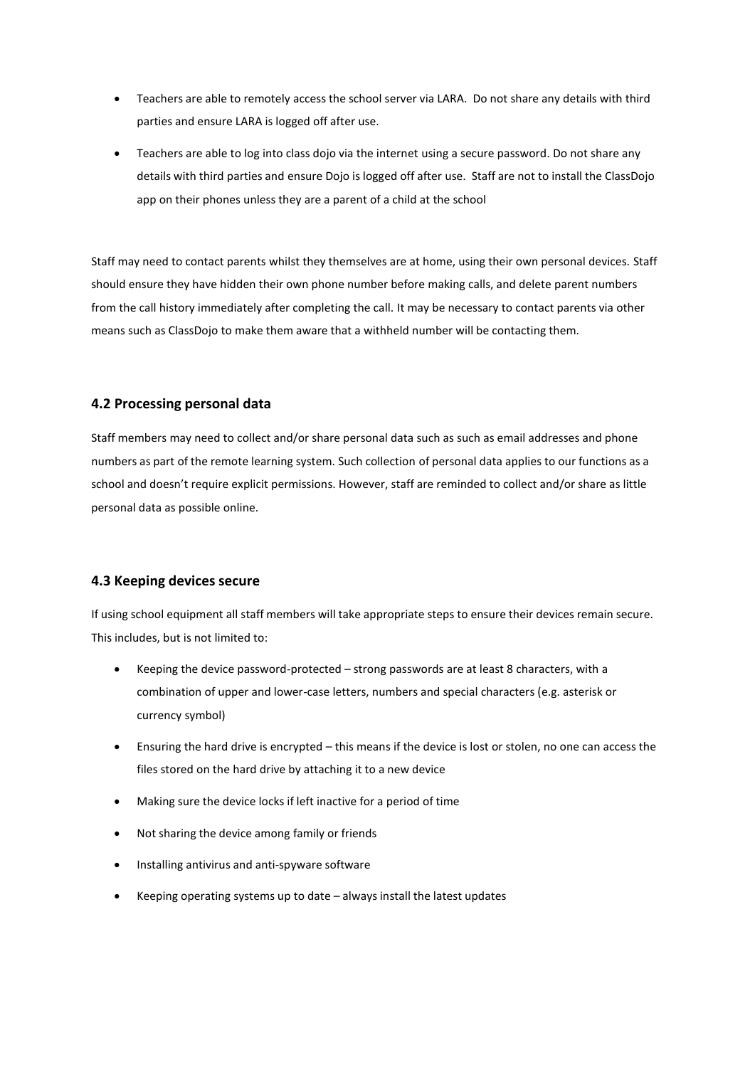- Teachers are able to remotely access the school server via LARA. Do not share any details with third parties and ensure LARA is logged off after use.
- Teachers are able to log into class dojo via the internet using a secure password. Do not share any details with third parties and ensure Dojo is logged off after use. Staff are not to install the ClassDojo app on their phones unless they are a parent of a child at the school

Staff may need to contact parents whilst they themselves are at home, using their own personal devices. Staff should ensure they have hidden their own phone number before making calls, and delete parent numbers from the call history immediately after completing the call. It may be necessary to contact parents via other means such as ClassDojo to make them aware that a withheld number will be contacting them.

### 4.2 Processing personal data

Staff members may need to collect and/or share personal data such as such as email addresses and phone numbers as part of the remote learning system. Such collection of personal data applies to our functions as a school and doesn't require explicit permissions. However, staff are reminded to collect and/or share as little personal data as possible online.

### 4.3 Keeping devices secure

If using school equipment all staff members will take appropriate steps to ensure their devices remain secure. This includes, but is not limited to:

- Keeping the device password-protected – strong passwords are at least 8 characters, with a combination of upper and lower-case letters, numbers and special characters (e.g. asterisk or currency symbol)
- Ensuring the hard drive is encrypted – this means if the device is lost or stolen, no one can access the files stored on the hard drive by attaching it to a new device
- Making sure the device locks if left inactive for a period of time
- Not sharing the device among family or friends
- Installing antivirus and anti-spyware software
- Keeping operating systems up to date – always install the latest updates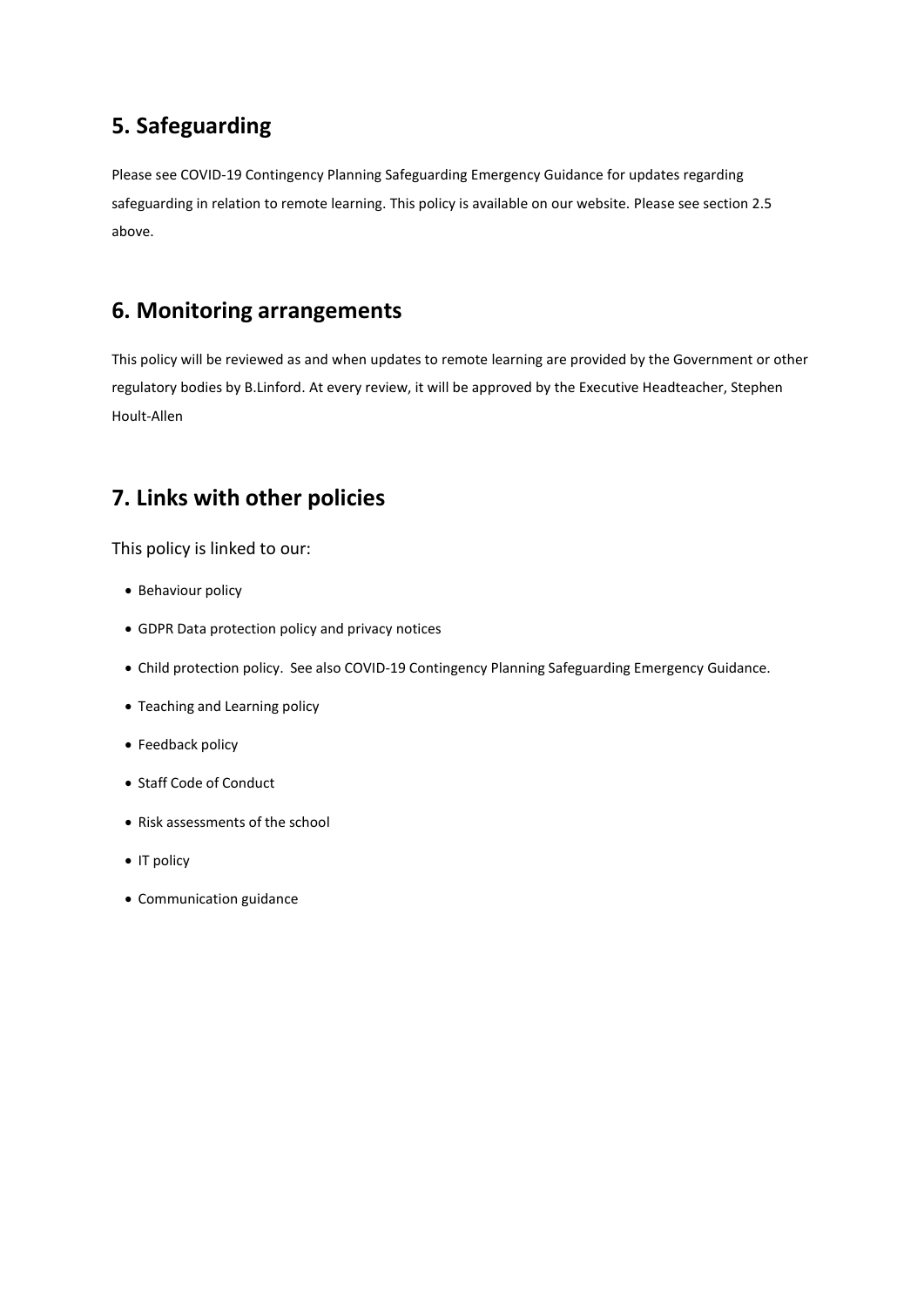## 5. Safeguarding

Please see COVID-19 Contingency Planning Safeguarding Emergency Guidance for updates regarding safeguarding in relation to remote learning. This policy is available on our website. Please see section 2.5 above.

## 6. Monitoring arrangements

This policy will be reviewed as and when updates to remote learning are provided by the Government or other regulatory bodies by B.Linford. At every review, it will be approved by the Executive Headteacher, Stephen Hoult-Allen

## 7. Links with other policies

This policy is linked to our:

- Behaviour policy
- GDPR Data protection policy and privacy notices
- Child protection policy. See also COVID-19 Contingency Planning Safeguarding Emergency Guidance.
- Teaching and Learning policy
- Feedback policy
- Staff Code of Conduct
- Risk assessments of the school
- IT policy
- Communication guidance